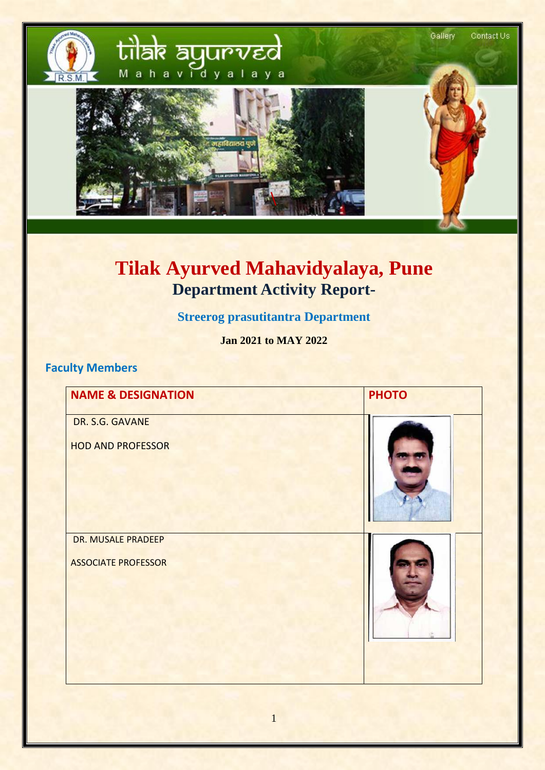# Tilak Ayurved Mahavidyalaya, Pune

## Department Activity Report-

### Streerog prasutitantra Department

**Jan 2021 to MAY 2022**

### Faculty Members

| NAME & DESIGNATION | PHOTO |
|---|---|
| DR. S.G. GAVANE<br>HOD AND PROFESSOR | |
| DR. MUSALE PRADEEP<br>ASSOCIATE PROFESSOR | |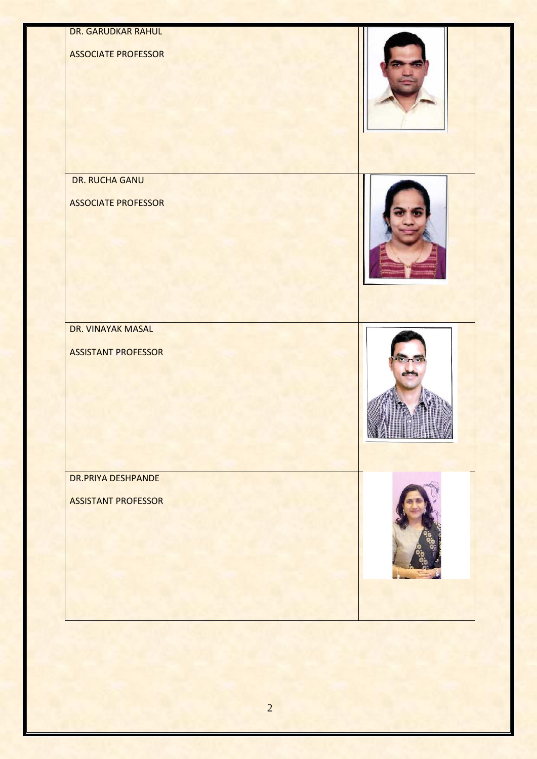| | |
|---|---|
| DR. GARUDKAR RAHUL<br><br>ASSOCIATE PROFESSOR | |
| DR. RUCHA GANU<br><br>ASSOCIATE PROFESSOR | |
| DR. VINAYAK MASAL<br><br>ASSISTANT PROFESSOR | |
| DR.PRIYA DESHPANDE<br><br>ASSISTANT PROFESSOR | |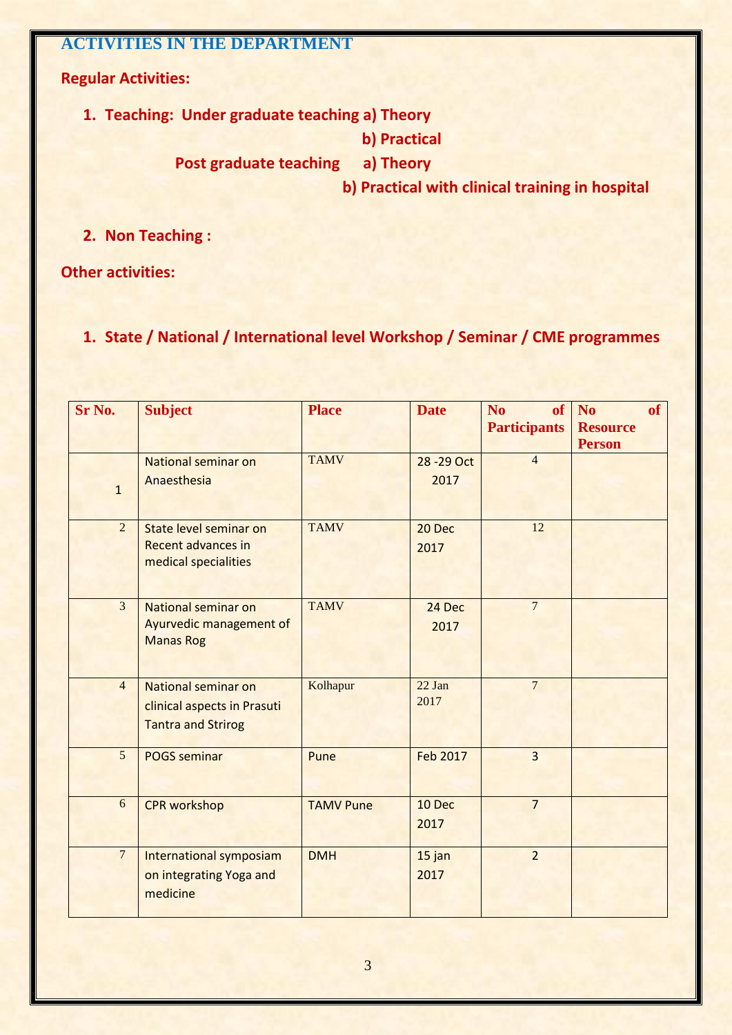## ACTIVITIES IN THE DEPARTMENT

**Regular Activities:**

1. **Teaching: Under graduate teaching a) Theory**

   **b) Practical**

   **Post graduate teaching a) Theory**

   **b) Practical with clinical training in hospital**

2. **Non Teaching :**

**Other activities:**

1. **State / National / International level Workshop / Seminar / CME programmes**

| Sr No. | Subject | Place | Date | No of Participants | No of Resource Person |
|---|---|---|---|---|---|
| 1 | National seminar on Anaesthesia | TAMV | 28 -29 Oct 2017 | 4 | |
| 2 | State level seminar on Recent advances in medical specialities | TAMV | 20 Dec 2017 | 12 | |
| 3 | National seminar on Ayurvedic management of Manas Rog | TAMV | 24 Dec 2017 | 7 | |
| 4 | National seminar on clinical aspects in Prasuti Tantra and Strirog | Kolhapur | 22 Jan 2017 | 7 | |
| 5 | POGS seminar | Pune | Feb 2017 | 3 | |
| 6 | CPR workshop | TAMV Pune | 10 Dec 2017 | 7 | |
| 7 | International symposiam on integrating Yoga and medicine | DMH | 15 jan 2017 | 2 | |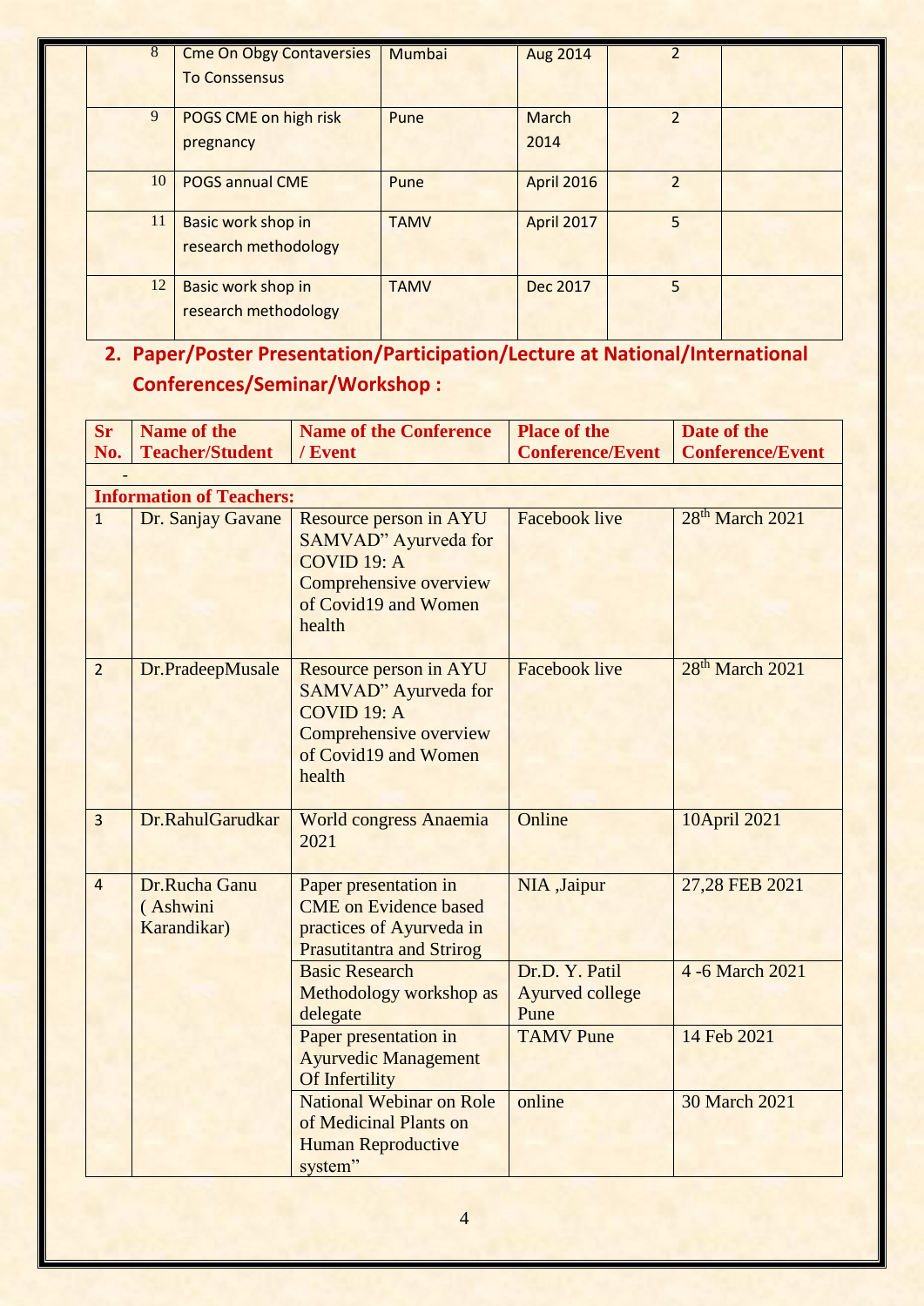| 8 | Cme On Obgy Contaversies To Conssensus | Mumbai | Aug 2014 | 2 | |
|---|---|---|---|---|---|
| 9 | POGS CME on high risk pregnancy | Pune | March 2014 | 2 | |
| 10 | POGS annual CME | Pune | April 2016 | 2 | |
| 11 | Basic work shop in research methodology | TAMV | April 2017 | 5 | |
| 12 | Basic work shop in research methodology | TAMV | Dec 2017 | 5 | |

## 2. Paper/Poster Presentation/Participation/Lecture at National/International Conferences/Seminar/Workshop :

| Sr No. | Name of the Teacher/Student | Name of the Conference / Event | Place of the Conference/Event | Date of the Conference/Event |
|---|---|---|---|---|
| - | | | | |
| **Information of Teachers:** | | | | |
| 1 | Dr. Sanjay Gavane | Resource person in AYU SAMVAD" Ayurveda for COVID 19: A Comprehensive overview of Covid19 and Women health | Facebook live | 28th March 2021 |
| 2 | Dr.PradeepMusale | Resource person in AYU SAMVAD" Ayurveda for COVID 19: A Comprehensive overview of Covid19 and Women health | Facebook live | 28th March 2021 |
| 3 | Dr.RahulGarudkar | World congress Anaemia 2021 | Online | 10April 2021 |
| 4 | Dr.Rucha Ganu ( Ashwini Karandikar) | Paper presentation in CME on Evidence based practices of Ayurveda in Prasutitantra and Strirog | NIA ,Jaipur | 27,28 FEB 2021 |
| | | Basic Research Methodology workshop as delegate | Dr.D. Y. Patil Ayurved college Pune | 4 -6 March 2021 |
| | | Paper presentation in Ayurvedic Management Of Infertility | TAMV Pune | 14 Feb 2021 |
| | | National Webinar on Role of Medicinal Plants on Human Reproductive system" | online | 30 March 2021 |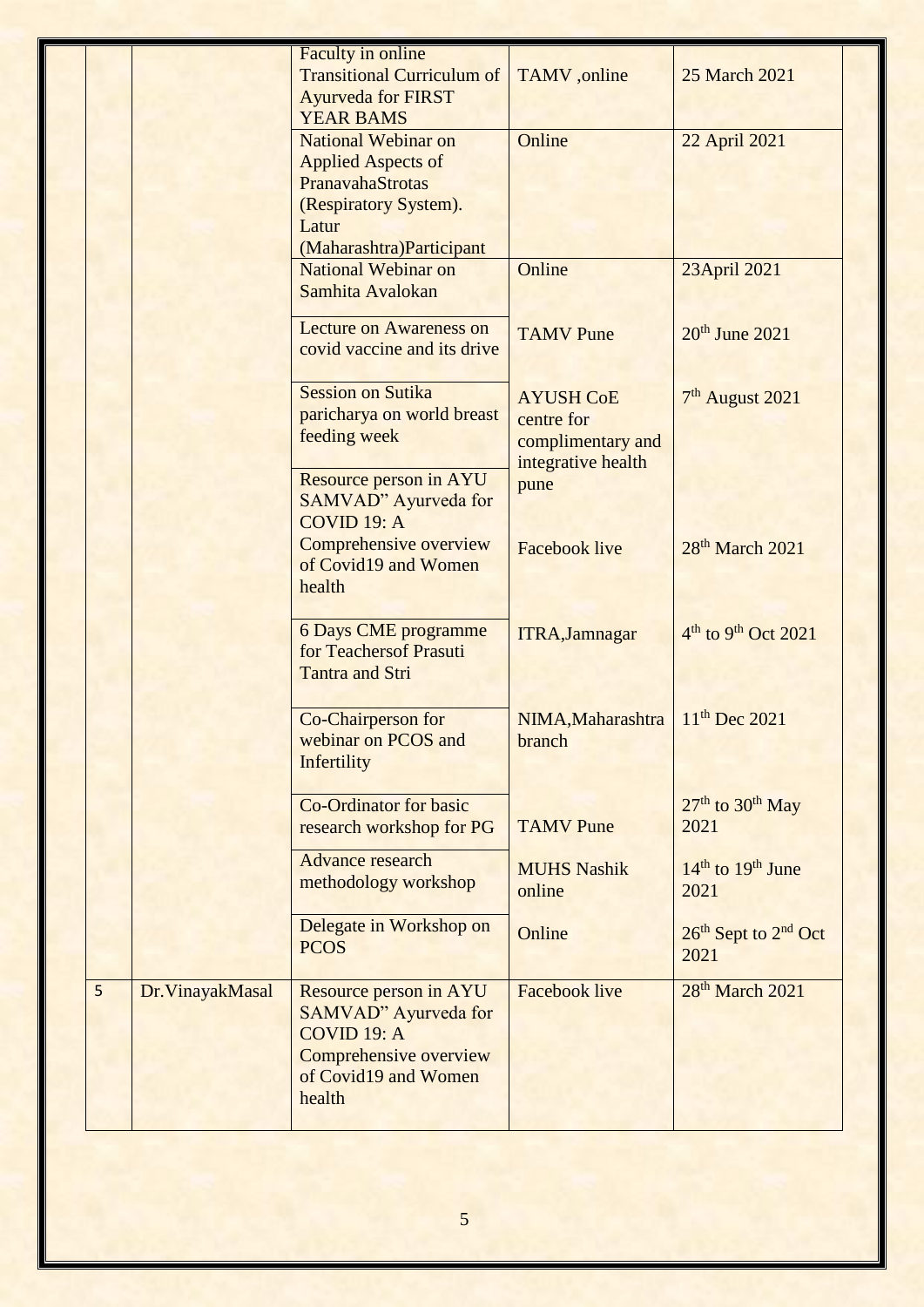| | | | | |
|---|---|---|---|---|
| | | Faculty in online Transitional Curriculum of Ayurveda for FIRST YEAR BAMS | TAMV ,online | 25 March 2021 |
| | | National Webinar on Applied Aspects of PranavahaStrotas (Respiratory System). Latur (Maharashtra)Participant | Online | 22 April 2021 |
| | | National Webinar on Samhita Avalokan | Online | 23April 2021 |
| | | Lecture on Awareness on covid vaccine and its drive | TAMV Pune | 20th June 2021 |
| | | Session on Sutika paricharya on world breast feeding week | AYUSH CoE centre for complimentary and integrative health pune | 7th August 2021 |
| | | Resource person in AYU SAMVAD" Ayurveda for COVID 19: A Comprehensive overview of Covid19 and Women health | Facebook live | 28th March 2021 |
| | | 6 Days CME programme for Teachersof Prasuti Tantra and Stri | ITRA,Jamnagar | 4th to 9th Oct 2021 |
| | | Co-Chairperson for webinar on PCOS and Infertility | NIMA,Maharashtra branch | 11th Dec 2021 |
| | | Co-Ordinator for basic research workshop for PG | TAMV Pune | 27th to 30th May 2021 |
| | | Advance research methodology workshop | MUHS Nashik online | 14th to 19th June 2021 |
| | | Delegate in Workshop on PCOS | Online | 26th Sept to 2nd Oct 2021 |
| 5 | Dr.VinayakMasal | Resource person in AYU SAMVAD" Ayurveda for COVID 19: A Comprehensive overview of Covid19 and Women health | Facebook live | 28th March 2021 |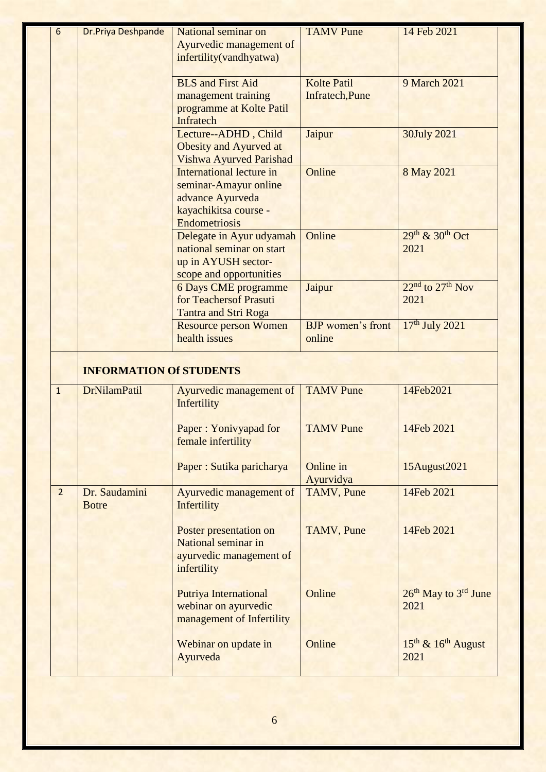| | | | | |
|---|---|---|---|---|
| 6 | Dr.Priya Deshpande | National seminar on Ayurvedic management of infertility(vandhyatwa) | TAMV Pune | 14 Feb 2021 |
| | | BLS and First Aid management training programme at Kolte Patil Infratech | Kolte Patil Infratech,Pune | 9 March 2021 |
| | | Lecture--ADHD , Child Obesity and Ayurved at Vishwa Ayurved Parishad | Jaipur | 30July 2021 |
| | | International lecture in seminar-Amayur online advance Ayurveda kayachikitsa course - Endometriosis | Online | 8 May 2021 |
| | | Delegate in Ayur udyamah national seminar on start up in AYUSH sector- scope and opportunities | Online | 29th & 30th Oct 2021 |
| | | 6 Days CME programme for Teachersof Prasuti Tantra and Stri Roga | Jaipur | 22nd to 27th Nov 2021 |
| | | Resource person Women health issues | BJP women's front online | 17th July 2021 |
| | **INFORMATION Of STUDENTS** | | | |
| 1 | DrNilamPatil | Ayurvedic management of Infertility | TAMV Pune | 14Feb2021 |
| | | Paper : Yonivyapad for female infertility | TAMV Pune | 14Feb 2021 |
| | | Paper : Sutika paricharya | Online in Ayurvidya | 15August2021 |
| 2 | Dr. Saudamini Botre | Ayurvedic management of Infertility | TAMV, Pune | 14Feb 2021 |
| | | Poster presentation on National seminar in ayurvedic management of infertility | TAMV, Pune | 14Feb 2021 |
| | | Putriya International webinar on ayurvedic management of Infertility | Online | 26th May to 3rd June 2021 |
| | | Webinar on update in Ayurveda | Online | 15th & 16th August 2021 |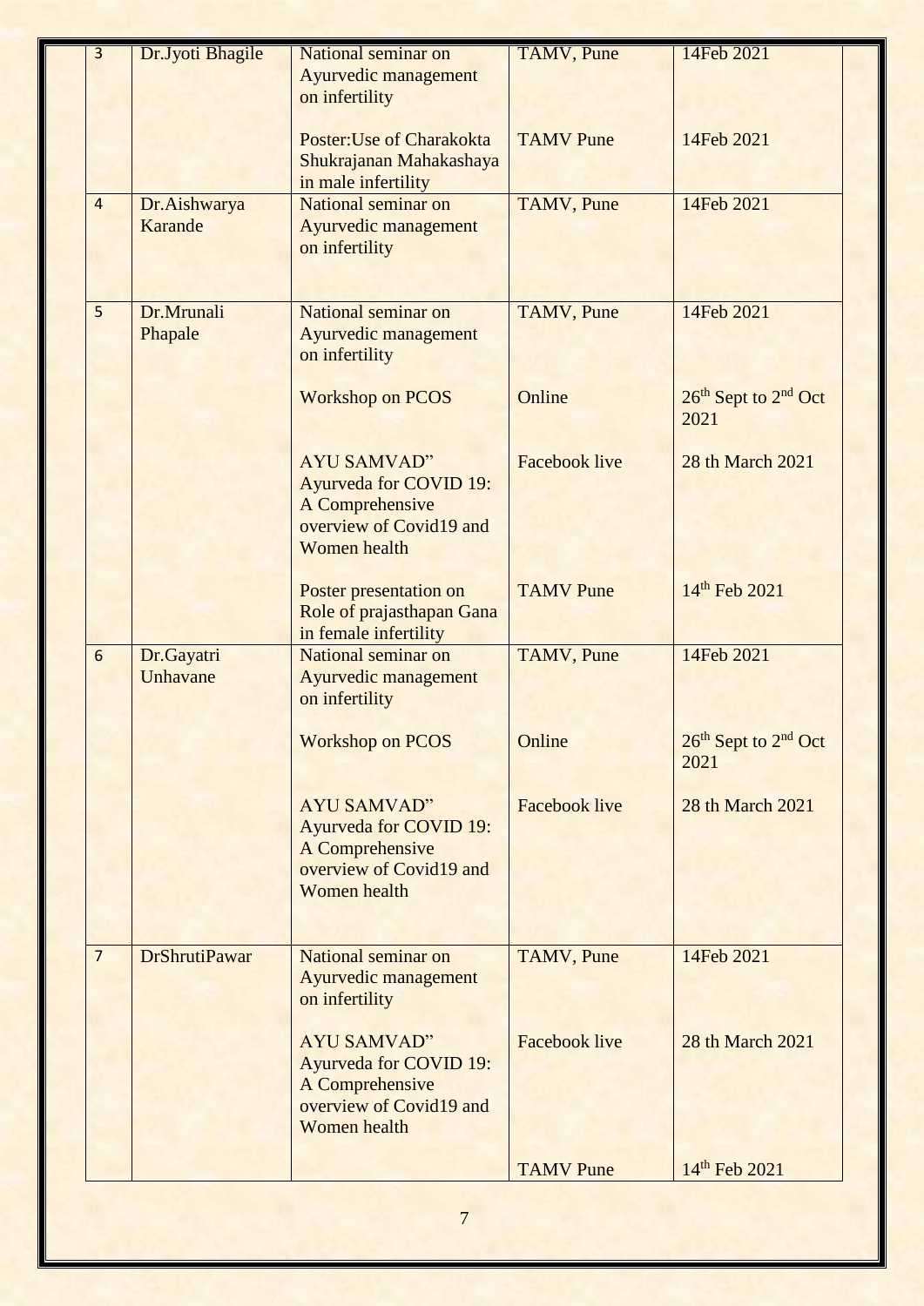| 3 | Dr.Jyoti Bhagile | National seminar on Ayurvedic management on infertility | TAMV, Pune | 14Feb 2021 |
|---|---|---|---|---|
| | | Poster:Use of Charakokta Shukrajanan Mahakashaya in male infertility | TAMV Pune | 14Feb 2021 |
| 4 | Dr.Aishwarya Karande | National seminar on Ayurvedic management on infertility | TAMV, Pune | 14Feb 2021 |
| 5 | Dr.Mrunali Phapale | National seminar on Ayurvedic management on infertility | TAMV, Pune | 14Feb 2021 |
| | | Workshop on PCOS | Online | $26^{th}$ Sept to $2^{nd}$ Oct 2021 |
| | | AYU SAMVAD" Ayurveda for COVID 19: A Comprehensive overview of Covid19 and Women health | Facebook live | 28 th March 2021 |
| | | Poster presentation on Role of prajasthapan Gana in female infertility | TAMV Pune | $14^{th}$ Feb 2021 |
| 6 | Dr.Gayatri Unhavane | National seminar on Ayurvedic management on infertility | TAMV, Pune | 14Feb 2021 |
| | | Workshop on PCOS | Online | $26^{th}$ Sept to $2^{nd}$ Oct 2021 |
| | | AYU SAMVAD" Ayurveda for COVID 19: A Comprehensive overview of Covid19 and Women health | Facebook live | 28 th March 2021 |
| 7 | DrShrutiPawar | National seminar on Ayurvedic management on infertility | TAMV, Pune | 14Feb 2021 |
| | | AYU SAMVAD" Ayurveda for COVID 19: A Comprehensive overview of Covid19 and Women health | Facebook live | 28 th March 2021 |
| | | | TAMV Pune | $14^{th}$ Feb 2021 |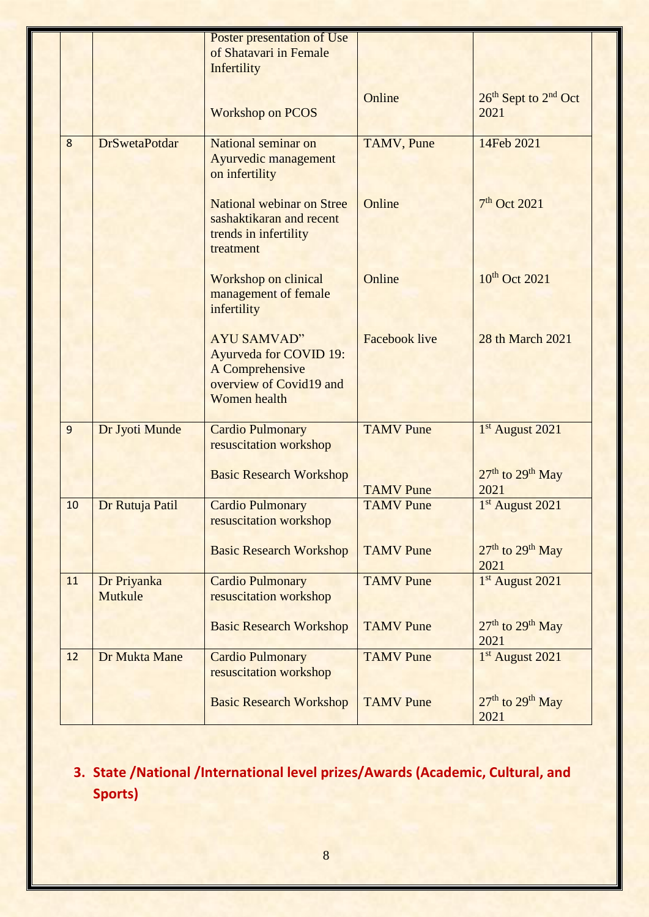| | | Poster presentation of Use of Shatavari in Female Infertility<br><br>Workshop on PCOS | Online | 26th Sept to 2nd Oct 2021 |
|---|---|---|---|---|
| 8 | DrSwetaPotdar | National seminar on Ayurvedic management on infertility | TAMV, Pune | 14Feb 2021 |
| | | National webinar on Stree sashaktikaran and recent trends in infertility treatment | Online | 7th Oct 2021 |
| | | Workshop on clinical management of female infertility | Online | 10th Oct 2021 |
| | | AYU SAMVAD" Ayurveda for COVID 19: A Comprehensive overview of Covid19 and Women health | Facebook live | 28 th March 2021 |
| 9 | Dr Jyoti Munde | Cardio Pulmonary resuscitation workshop | TAMV Pune | 1st August 2021 |
| | | Basic Research Workshop | TAMV Pune | 27th to 29th May 2021 |
| 10 | Dr Rutuja Patil | Cardio Pulmonary resuscitation workshop | TAMV Pune | 1st August 2021 |
| | | Basic Research Workshop | TAMV Pune | 27th to 29th May 2021 |
| 11 | Dr Priyanka Mutkule | Cardio Pulmonary resuscitation workshop | TAMV Pune | 1st August 2021 |
| | | Basic Research Workshop | TAMV Pune | 27th to 29th May 2021 |
| 12 | Dr Mukta Mane | Cardio Pulmonary resuscitation workshop | TAMV Pune | 1st August 2021 |
| | | Basic Research Workshop | TAMV Pune | 27th to 29th May 2021 |

## 3. State /National /International level prizes/Awards (Academic, Cultural, and Sports)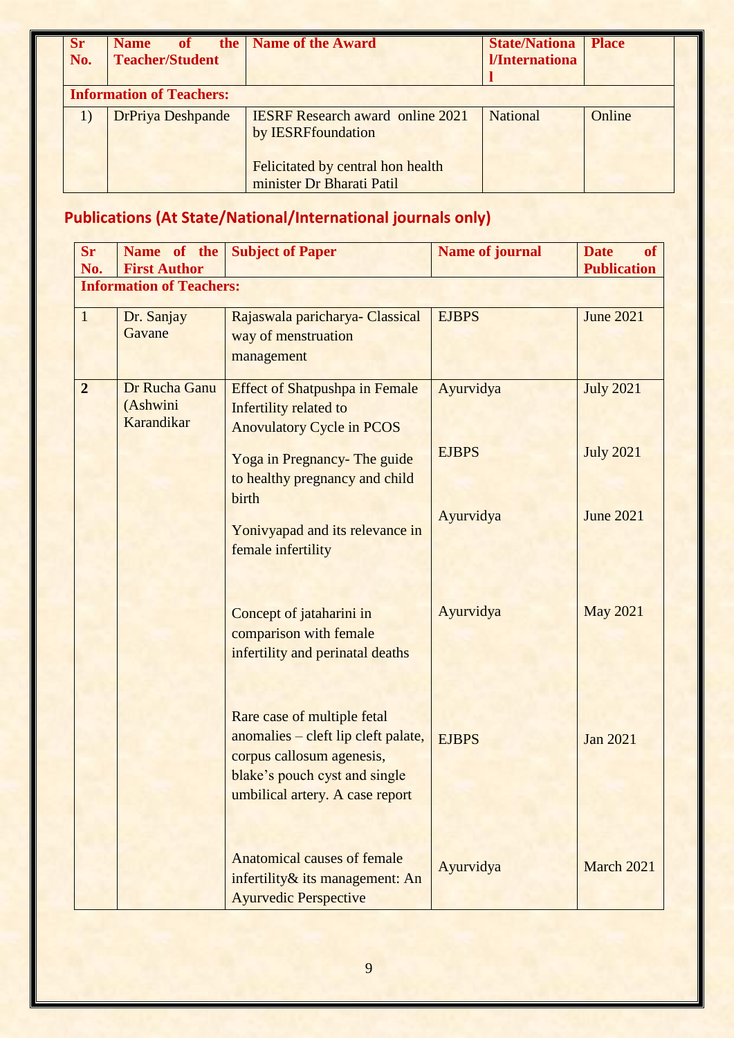| Sr No. | Name of the Teacher/Student | Name of the Award | State/National/International | Place |
|---|---|---|---|---|
| **Information of Teachers:** | | | | |
| 1) | DrPriya Deshpande | IESRF Research award online 2021 by IESRFfoundation<br><br>Felicitated by central hon health minister Dr Bharati Patil | National | Online |

## Publications (At State/National/International journals only)

| Sr No. | Name of the First Author | Subject of Paper | Name of journal | Date of Publication |
|---|---|---|---|---|
| **Information of Teachers:** | | | | |
| 1 | Dr. Sanjay Gavane | Rajaswala paricharya- Classical way of menstruation management | EJBPS | June 2021 |
| **2** | Dr Rucha Ganu (Ashwini Karandikar | Effect of Shatpushpa in Female Infertility related to Anovulatory Cycle in PCOS | Ayurvidya | July 2021 |
| | | Yoga in Pregnancy- The guide to healthy pregnancy and child birth | EJBPS | July 2021 |
| | | Yonivyapad and its relevance in female infertility | Ayurvidya | June 2021 |
| | | Concept of jataharini in comparison with female infertility and perinatal deaths | Ayurvidya | May 2021 |
| | | Rare case of multiple fetal anomalies – cleft lip cleft palate, corpus callosum agenesis, blake's pouch cyst and single umbilical artery. A case report | EJBPS | Jan 2021 |
| | | Anatomical causes of female infertility& its management: An Ayurvedic Perspective | Ayurvidya | March 2021 |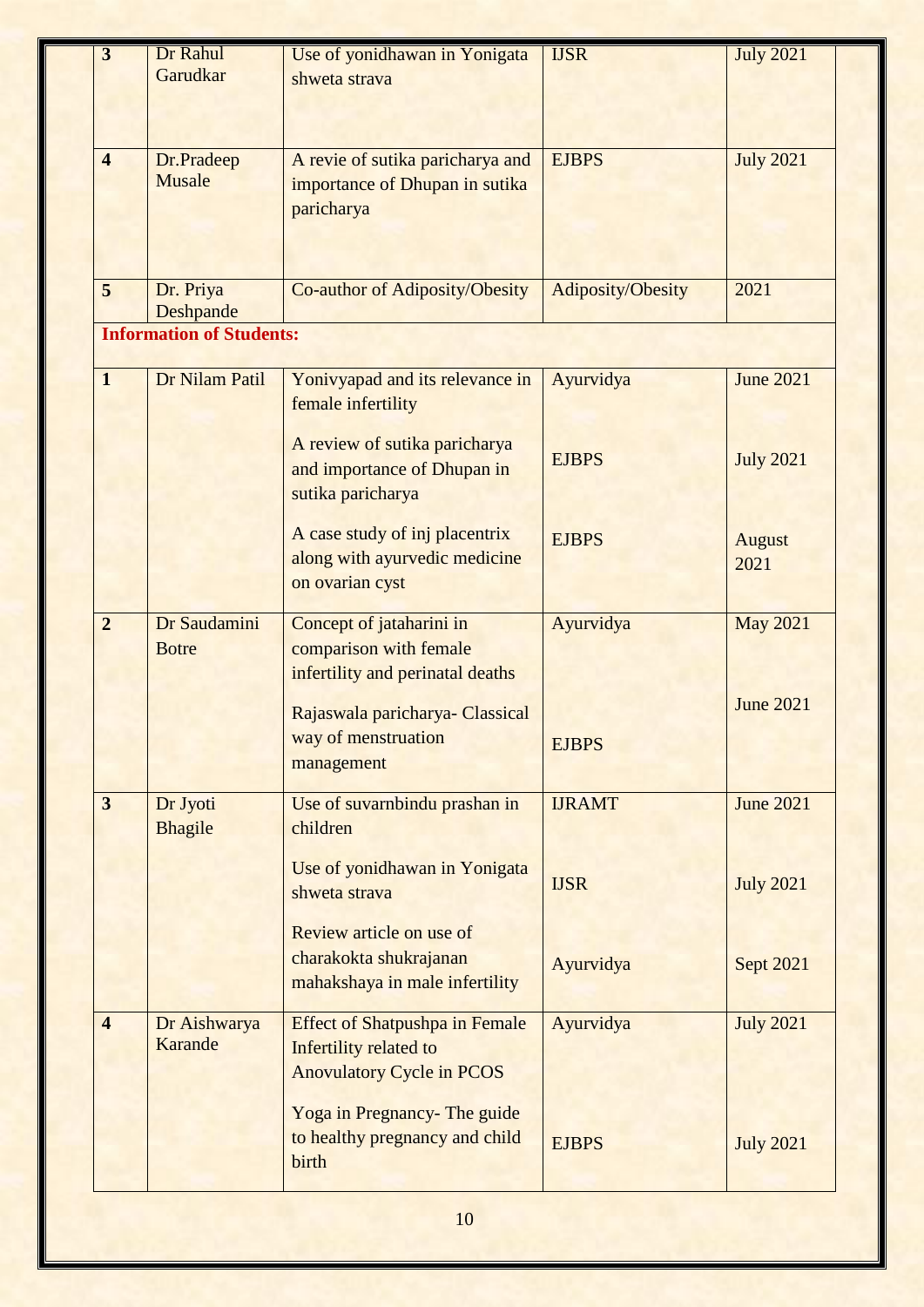| 3 | Dr Rahul Garudkar | Use of yonidhawan in Yonigata shweta strava | IJSR | July 2021 |
|---|---|---|---|---|
| 4 | Dr.Pradeep Musale | A revie of sutika paricharya and importance of Dhupan in sutika paricharya | EJBPS | July 2021 |
| 5 | Dr. Priya Deshpande | Co-author of Adiposity/Obesity | Adiposity/Obesity | 2021 |

**Information of Students:**

| 1 | Dr Nilam Patil | Yonivyapad and its relevance in female infertility | Ayurvidya | June 2021 |
|---|---|---|---|---|
| | | A review of sutika paricharya and importance of Dhupan in sutika paricharya | EJBPS | July 2021 |
| | | A case study of inj placentrix along with ayurvedic medicine on ovarian cyst | EJBPS | August 2021 |
| 2 | Dr Saudamini Botre | Concept of jataharini in comparison with female infertility and perinatal deaths | Ayurvidya | May 2021 |
| | | Rajaswala paricharya- Classical way of menstruation management | EJBPS | June 2021 |
| 3 | Dr Jyoti Bhagile | Use of suvarnbindu prashan in children | IJRAMT | June 2021 |
| | | Use of yonidhawan in Yonigata shweta strava | IJSR | July 2021 |
| | | Review article on use of charakokta shukrajanan mahakshaya in male infertility | Ayurvidya | Sept 2021 |
| 4 | Dr Aishwarya Karande | Effect of Shatpushpa in Female Infertility related to Anovulatory Cycle in PCOS | Ayurvidya | July 2021 |
| | | Yoga in Pregnancy- The guide to healthy pregnancy and child birth | EJBPS | July 2021 |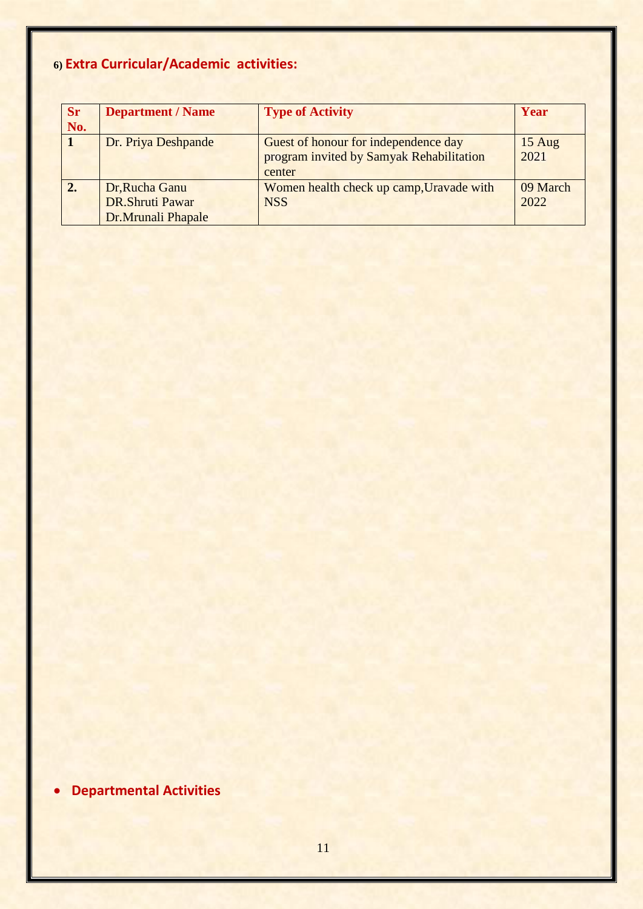## 6) Extra Curricular/Academic activities:

| Sr No. | Department / Name | Type of Activity | Year |
|---|---|---|---|
| 1 | Dr. Priya Deshpande | Guest of honour for independence day program invited by Samyak Rehabilitation center | 15 Aug 2021 |
| 2. | Dr,Rucha Ganu<br>DR.Shruti Pawar<br>Dr.Mrunali Phapale | Women health check up camp,Uravade with NSS | 09 March 2022 |

- **Departmental Activities**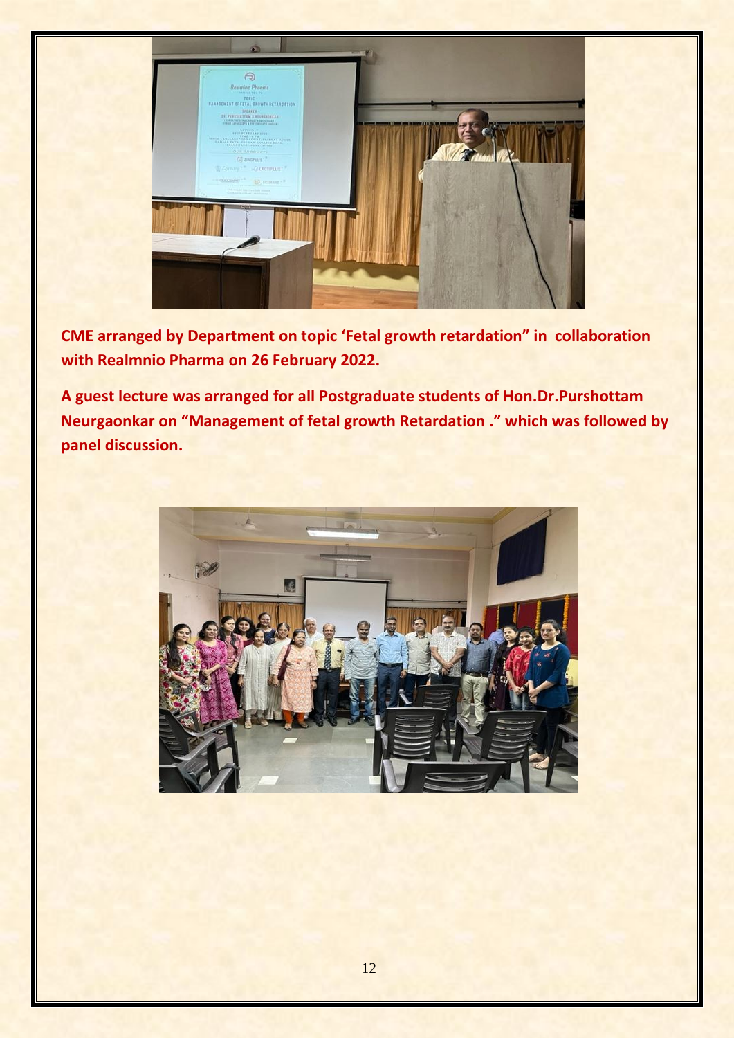**CME arranged by Department on topic 'Fetal growth retardation" in collaboration with Realmnio Pharma on 26 February 2022.**

**A guest lecture was arranged for all Postgraduate students of Hon.Dr.Purshottam Neurgaonkar on "Management of fetal growth Retardation ." which was followed by panel discussion.**